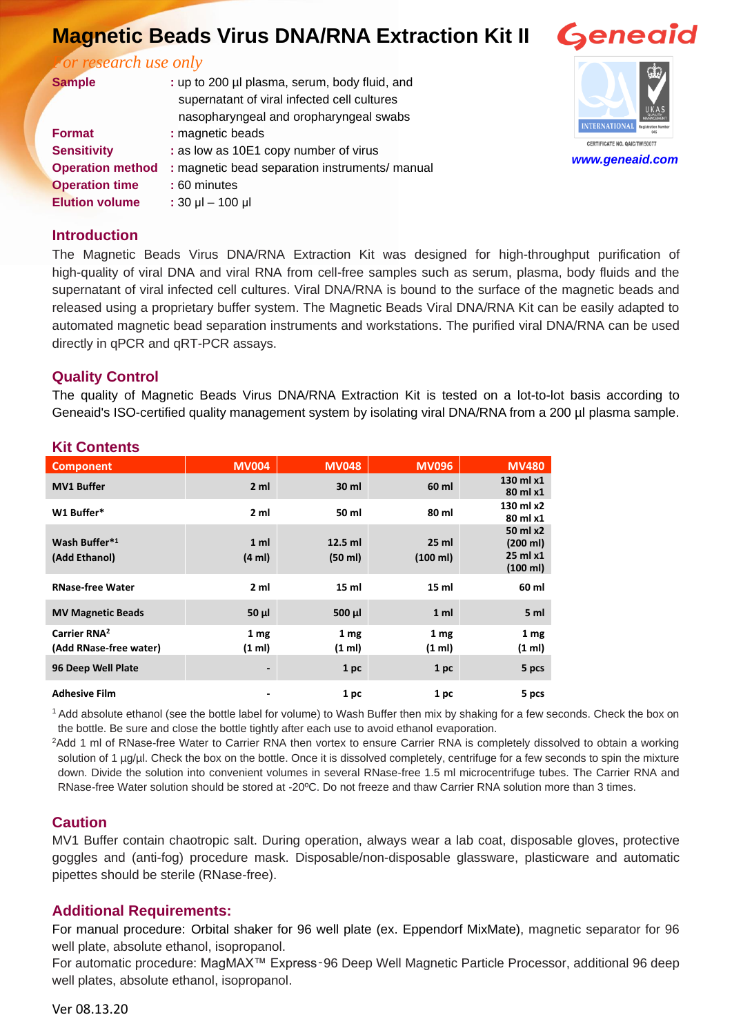# Magnetic Beads Virus DNA/RNA Extraction Kit II

*For research use only*

Geneaid

CERTIFICATE NO. QAIC/TW/50077

www.geneaid.com

**Sample** : up to 200 µl plasma, serum, body fluid, and supernatant of viral infected cell cultures nasopharyngeal and oropharyngeal swabs
**Format** : magnetic beads
**Sensitivity** : as low as 10E1 copy number of virus
**Operation method** : magnetic bead separation instruments/ manual
**Operation time** : 60 minutes
**Elution volume** : 30 µl – 100 µl

## Introduction

The Magnetic Beads Virus DNA/RNA Extraction Kit was designed for high-throughput purification of high-quality of viral DNA and viral RNA from cell-free samples such as serum, plasma, body fluids and the supernatant of viral infected cell cultures. Viral DNA/RNA is bound to the surface of the magnetic beads and released using a proprietary buffer system. The Magnetic Beads Viral DNA/RNA Kit can be easily adapted to automated magnetic bead separation instruments and workstations. The purified viral DNA/RNA can be used directly in qPCR and qRT-PCR assays.

## Quality Control

The quality of Magnetic Beads Virus DNA/RNA Extraction Kit is tested on a lot-to-lot basis according to Geneaid's ISO-certified quality management system by isolating viral DNA/RNA from a 200 µl plasma sample.

## Kit Contents

| Component | MV004 | MV048 | MV096 | MV480 |
|---|---|---|---|---|
| MV1 Buffer | 2 ml | 30 ml | 60 ml | 130 ml x1<br>80 ml x1 |
| W1 Buffer* | 2 ml | 50 ml | 80 ml | 130 ml x2<br>80 ml x1 |
| Wash Buffer*[1]<br>(Add Ethanol) | 1 ml<br>(4 ml) | 12.5 ml<br>(50 ml) | 25 ml<br>(100 ml) | 50 ml x2<br>(200 ml)<br>25 ml x1<br>(100 ml) |
| RNase-free Water | 2 ml | 15 ml | 15 ml | 60 ml |
| MV Magnetic Beads | 50 µl | 500 µl | 1 ml | 5 ml |
| Carrier RNA[2]<br>(Add RNase-free water) | 1 mg<br>(1 ml) | 1 mg<br>(1 ml) | 1 mg<br>(1 ml) | 1 mg<br>(1 ml) |
| 96 Deep Well Plate | - | 1 pc | 1 pc | 5 pcs |
| Adhesive Film | - | 1 pc | 1 pc | 5 pcs |

[1] Add absolute ethanol (see the bottle label for volume) to Wash Buffer then mix by shaking for a few seconds. Check the box on the bottle. Be sure and close the bottle tightly after each use to avoid ethanol evaporation.

[2] Add 1 ml of RNase-free Water to Carrier RNA then vortex to ensure Carrier RNA is completely dissolved to obtain a working solution of 1 µg/µl. Check the box on the bottle. Once it is dissolved completely, centrifuge for a few seconds to spin the mixture down. Divide the solution into convenient volumes in several RNase-free 1.5 ml microcentrifuge tubes. The Carrier RNA and RNase-free Water solution should be stored at -20ºC. Do not freeze and thaw Carrier RNA solution more than 3 times.

## Caution

MV1 Buffer contain chaotropic salt. During operation, always wear a lab coat, disposable gloves, protective goggles and (anti-fog) procedure mask. Disposable/non-disposable glassware, plasticware and automatic pipettes should be sterile (RNase-free).

## Additional Requirements:

For manual procedure: Orbital shaker for 96 well plate (ex. Eppendorf MixMate), magnetic separator for 96 well plate, absolute ethanol, isopropanol.

For automatic procedure: MagMAX™ Express-96 Deep Well Magnetic Particle Processor, additional 96 deep well plates, absolute ethanol, isopropanol.

Ver 08.13.20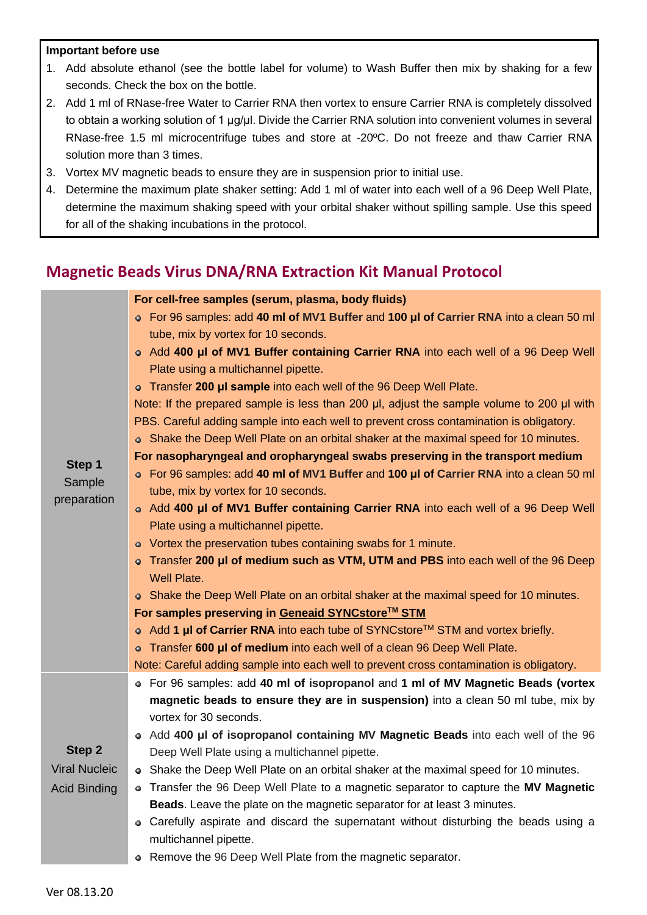**Important before use**

1. Add absolute ethanol (see the bottle label for volume) to Wash Buffer then mix by shaking for a few seconds. Check the box on the bottle.
2. Add 1 ml of RNase-free Water to Carrier RNA then vortex to ensure Carrier RNA is completely dissolved to obtain a working solution of 1 µg/µl. Divide the Carrier RNA solution into convenient volumes in several RNase-free 1.5 ml microcentrifuge tubes and store at -20ºC. Do not freeze and thaw Carrier RNA solution more than 3 times.
3. Vortex MV magnetic beads to ensure they are in suspension prior to initial use.
4. Determine the maximum plate shaker setting: Add 1 ml of water into each well of a 96 Deep Well Plate, determine the maximum shaking speed with your orbital shaker without spilling sample. Use this speed for all of the shaking incubations in the protocol.

## Magnetic Beads Virus DNA/RNA Extraction Kit Manual Protocol

| Step | Procedure |
|---|---|
| **Step 1** Sample preparation | **For cell-free samples (serum, plasma, body fluids)**<br>• For 96 samples: add **40 ml of** MV1 Buffer and **100 µl of** Carrier RNA into a clean 50 ml tube, mix by vortex for 10 seconds.<br>• Add **400 µl of MV1 Buffer containing Carrier RNA** into each well of a 96 Deep Well Plate using a multichannel pipette.<br>• Transfer **200 µl sample** into each well of the 96 Deep Well Plate.<br>Note: If the prepared sample is less than 200 µl, adjust the sample volume to 200 µl with PBS. Careful adding sample into each well to prevent cross contamination is obligatory.<br>• Shake the Deep Well Plate on an orbital shaker at the maximal speed for 10 minutes.<br>**For nasopharyngeal and oropharyngeal swabs preserving in the transport medium**<br>• For 96 samples: add **40 ml of** MV1 Buffer and **100 µl of** Carrier RNA into a clean 50 ml tube, mix by vortex for 10 seconds.<br>• Add **400 µl of MV1 Buffer containing Carrier RNA** into each well of a 96 Deep Well Plate using a multichannel pipette.<br>• Vortex the preservation tubes containing swabs for 1 minute.<br>• Transfer **200 µl of medium such as VTM, UTM and PBS** into each well of the 96 Deep Well Plate.<br>• Shake the Deep Well Plate on an orbital shaker at the maximal speed for 10 minutes.<br>**For samples preserving in Geneaid SYNCstore™ STM**<br>• Add **1 µl of Carrier RNA** into each tube of SYNCstore™ STM and vortex briefly.<br>• Transfer **600 µl of medium** into each well of a clean 96 Deep Well Plate.<br>Note: Careful adding sample into each well to prevent cross contamination is obligatory. |
| **Step 2** Viral Nucleic Acid Binding | • For 96 samples: add **40 ml of isopropanol** and **1 ml of MV Magnetic Beads (vortex magnetic beads to ensure they are in suspension)** into a clean 50 ml tube, mix by vortex for 30 seconds.<br>• Add **400 µl of isopropanol containing MV Magnetic Beads** into each well of the 96 Deep Well Plate using a multichannel pipette.<br>• Shake the Deep Well Plate on an orbital shaker at the maximal speed for 10 minutes.<br>• Transfer the 96 Deep Well Plate to a magnetic separator to capture the **MV Magnetic Beads**. Leave the plate on the magnetic separator for at least 3 minutes.<br>• Carefully aspirate and discard the supernatant without disturbing the beads using a multichannel pipette.<br>• Remove the 96 Deep Well Plate from the magnetic separator. |

Ver 08.13.20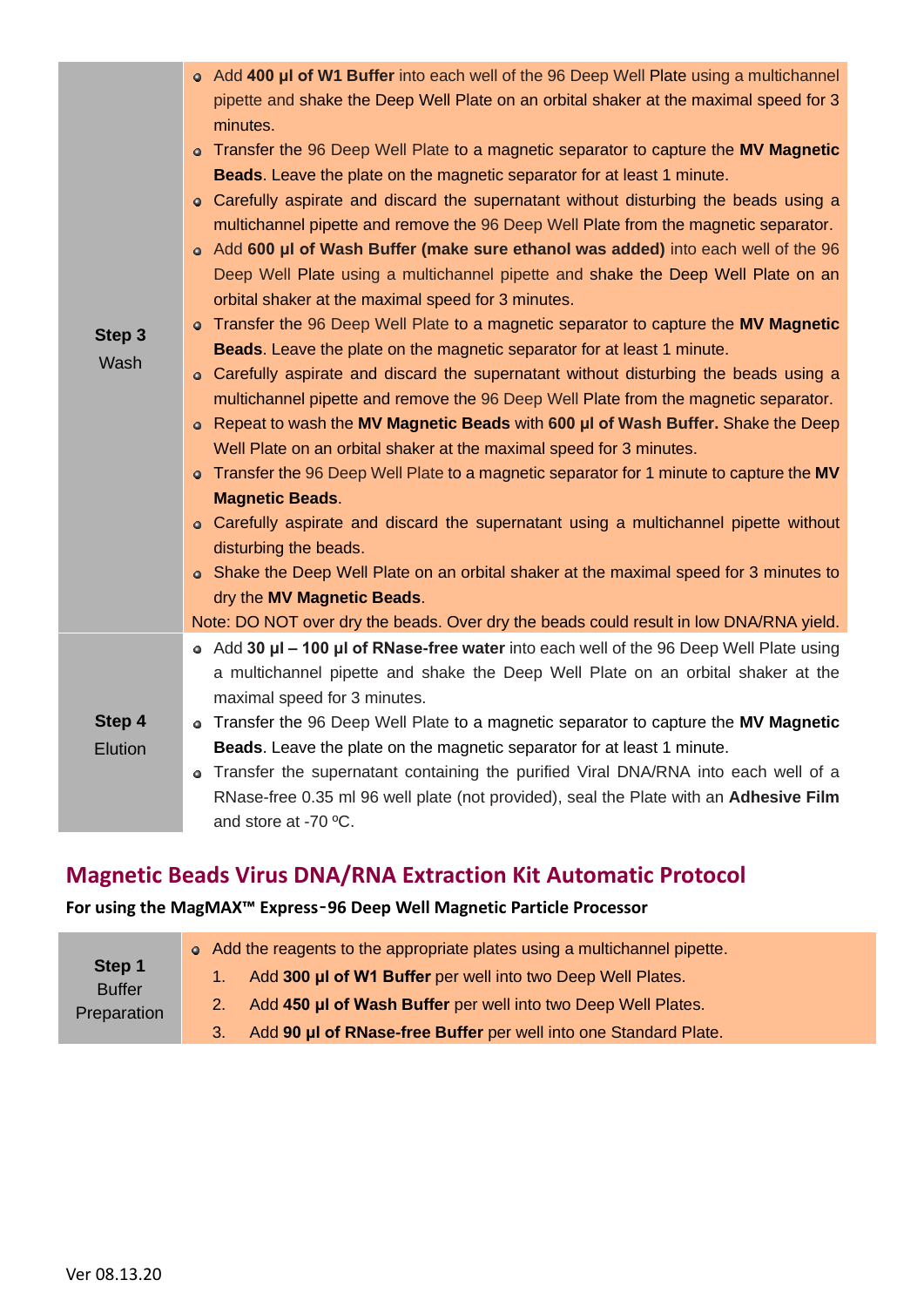| | |
|---|---|
| **Step 3** Wash | • Add **400 µl of W1 Buffer** into each well of the 96 Deep Well Plate using a multichannel pipette and shake the Deep Well Plate on an orbital shaker at the maximal speed for 3 minutes.<br>• Transfer the 96 Deep Well Plate to a magnetic separator to capture the **MV Magnetic Beads**. Leave the plate on the magnetic separator for at least 1 minute.<br>• Carefully aspirate and discard the supernatant without disturbing the beads using a multichannel pipette and remove the 96 Deep Well Plate from the magnetic separator.<br>• Add **600 µl of Wash Buffer (make sure ethanol was added)** into each well of the 96 Deep Well Plate using a multichannel pipette and shake the Deep Well Plate on an orbital shaker at the maximal speed for 3 minutes.<br>• Transfer the 96 Deep Well Plate to a magnetic separator to capture the **MV Magnetic Beads**. Leave the plate on the magnetic separator for at least 1 minute.<br>• Carefully aspirate and discard the supernatant without disturbing the beads using a multichannel pipette and remove the 96 Deep Well Plate from the magnetic separator.<br>• Repeat to wash the **MV Magnetic Beads** with **600 µl of Wash Buffer.** Shake the Deep Well Plate on an orbital shaker at the maximal speed for 3 minutes.<br>• Transfer the 96 Deep Well Plate to a magnetic separator for 1 minute to capture the **MV Magnetic Beads**.<br>• Carefully aspirate and discard the supernatant using a multichannel pipette without disturbing the beads.<br>• Shake the Deep Well Plate on an orbital shaker at the maximal speed for 3 minutes to dry the **MV Magnetic Beads**.<br>Note: DO NOT over dry the beads. Over dry the beads could result in low DNA/RNA yield. |
| **Step 4** Elution | • Add **30 µl – 100 µl of RNase-free water** into each well of the 96 Deep Well Plate using a multichannel pipette and shake the Deep Well Plate on an orbital shaker at the maximal speed for 3 minutes.<br>• Transfer the 96 Deep Well Plate to a magnetic separator to capture the **MV Magnetic Beads**. Leave the plate on the magnetic separator for at least 1 minute.<br>• Transfer the supernatant containing the purified Viral DNA/RNA into each well of a RNase-free 0.35 ml 96 well plate (not provided), seal the Plate with an **Adhesive Film** and store at -70 ºC. |

## Magnetic Beads Virus DNA/RNA Extraction Kit Automatic Protocol

**For using the MagMAX™ Express-96 Deep Well Magnetic Particle Processor**

| | |
|---|---|
| **Step 1** Buffer Preparation | • Add the reagents to the appropriate plates using a multichannel pipette.<br>1. Add **300 µl of W1 Buffer** per well into two Deep Well Plates.<br>2. Add **450 µl of Wash Buffer** per well into two Deep Well Plates.<br>3. Add **90 µl of RNase-free Buffer** per well into one Standard Plate. |

Ver 08.13.20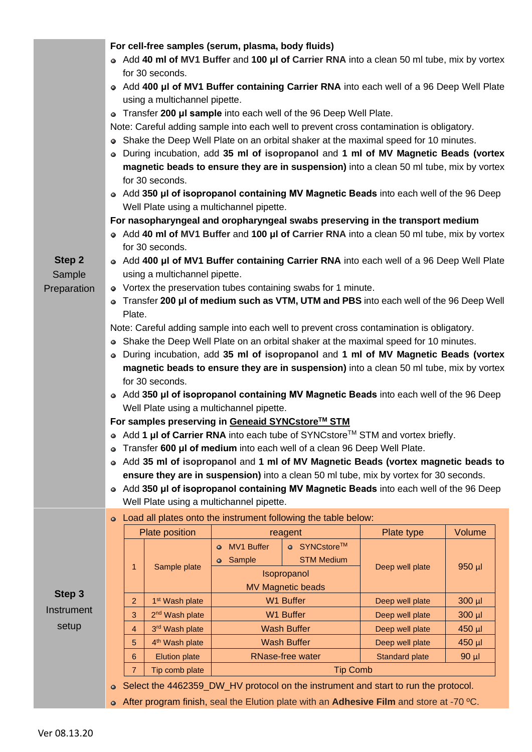## Step 2 Sample Preparation

**For cell-free samples (serum, plasma, body fluids)**

- Add **40 ml of MV1 Buffer** and **100 µl of Carrier RNA** into a clean 50 ml tube, mix by vortex for 30 seconds.
- Add **400 µl of MV1 Buffer containing Carrier RNA** into each well of a 96 Deep Well Plate using a multichannel pipette.
- Transfer **200 µl sample** into each well of the 96 Deep Well Plate.

Note: Careful adding sample into each well to prevent cross contamination is obligatory.

- Shake the Deep Well Plate on an orbital shaker at the maximal speed for 10 minutes.
- During incubation, add **35 ml of isopropanol** and **1 ml of MV Magnetic Beads (vortex magnetic beads to ensure they are in suspension)** into a clean 50 ml tube, mix by vortex for 30 seconds.
- Add **350 µl of isopropanol containing MV Magnetic Beads** into each well of the 96 Deep Well Plate using a multichannel pipette.

**For nasopharyngeal and oropharyngeal swabs preserving in the transport medium**

- Add **40 ml of MV1 Buffer** and **100 µl of Carrier RNA** into a clean 50 ml tube, mix by vortex for 30 seconds.
- Add **400 µl of MV1 Buffer containing Carrier RNA** into each well of a 96 Deep Well Plate using a multichannel pipette.
- Vortex the preservation tubes containing swabs for 1 minute.
- Transfer **200 µl of medium such as VTM, UTM and PBS** into each well of the 96 Deep Well Plate.

Note: Careful adding sample into each well to prevent cross contamination is obligatory.

- Shake the Deep Well Plate on an orbital shaker at the maximal speed for 10 minutes.
- During incubation, add **35 ml of isopropanol** and **1 ml of MV Magnetic Beads (vortex magnetic beads to ensure they are in suspension)** into a clean 50 ml tube, mix by vortex for 30 seconds.
- Add **350 µl of isopropanol containing MV Magnetic Beads** into each well of the 96 Deep Well Plate using a multichannel pipette.

**For samples preserving in Geneaid SYNCstore™ STM**

- Add **1 µl of Carrier RNA** into each tube of SYNCstore™ STM and vortex briefly.
- Transfer **600 µl of medium** into each well of a clean 96 Deep Well Plate.
- Add **35 ml of isopropanol** and **1 ml of MV Magnetic Beads (vortex magnetic beads to ensure they are in suspension)** into a clean 50 ml tube, mix by vortex for 30 seconds.
- Add **350 µl of isopropanol containing MV Magnetic Beads** into each well of the 96 Deep Well Plate using a multichannel pipette.

## Step 3 Instrument setup

- Load all plates onto the instrument following the table below:

| Plate position | | reagent | | Plate type | Volume |
|---|---|---|---|---|---|
| 1 | Sample plate | MV1 Buffer<br>Sample | SYNCstore™ STM Medium | Deep well plate | 950 µl |
| | | Isopropanol<br>MV Magnetic beads | | | |
| 2 | 1st Wash plate | W1 Buffer | | Deep well plate | 300 µl |
| 3 | 2nd Wash plate | W1 Buffer | | Deep well plate | 300 µl |
| 4 | 3rd Wash plate | Wash Buffer | | Deep well plate | 450 µl |
| 5 | 4th Wash plate | Wash Buffer | | Deep well plate | 450 µl |
| 6 | Elution plate | RNase-free water | | Standard plate | 90 µl |
| 7 | Tip comb plate | Tip Comb | | | |

- Select the 4462359_DW_HV protocol on the instrument and start to run the protocol.
- After program finish, seal the Elution plate with an **Adhesive Film** and store at -70 ºC.

Ver 08.13.20